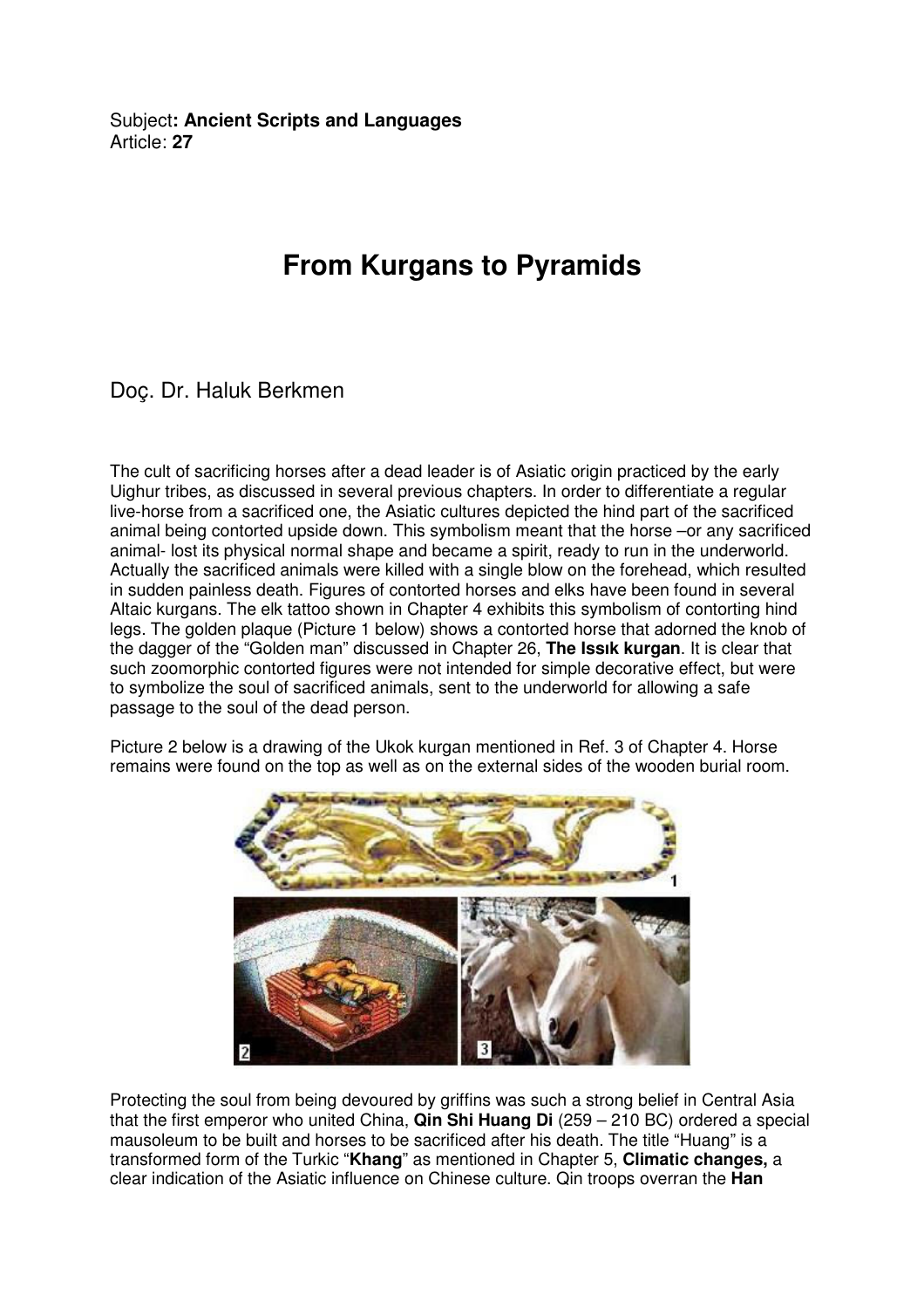Subject**: Ancient Scripts and Languages**
Article: **27**

# From Kurgans to Pyramids

Doç. Dr. Haluk Berkmen

The cult of sacrificing horses after a dead leader is of Asiatic origin practiced by the early Uighur tribes, as discussed in several previous chapters. In order to differentiate a regular live-horse from a sacrificed one, the Asiatic cultures depicted the hind part of the sacrificed animal being contorted upside down. This symbolism meant that the horse –or any sacrificed animal- lost its physical normal shape and became a spirit, ready to run in the underworld. Actually the sacrificed animals were killed with a single blow on the forehead, which resulted in sudden painless death. Figures of contorted horses and elks have been found in several Altaic kurgans. The elk tattoo shown in Chapter 4 exhibits this symbolism of contorting hind legs. The golden plaque (Picture 1 below) shows a contorted horse that adorned the knob of the dagger of the "Golden man" discussed in Chapter 26, **The Issık kurgan**. It is clear that such zoomorphic contorted figures were not intended for simple decorative effect, but were to symbolize the soul of sacrificed animals, sent to the underworld for allowing a safe passage to the soul of the dead person.

Picture 2 below is a drawing of the Ukok kurgan mentioned in Ref. 3 of Chapter 4. Horse remains were found on the top as well as on the external sides of the wooden burial room.

Protecting the soul from being devoured by griffins was such a strong belief in Central Asia that the first emperor who united China, **Qin Shi Huang Di** (259 – 210 BC) ordered a special mausoleum to be built and horses to be sacrificed after his death. The title "Huang" is a transformed form of the Turkic "**Khang**" as mentioned in Chapter 5, **Climatic changes,** a clear indication of the Asiatic influence on Chinese culture. Qin troops overran the **Han**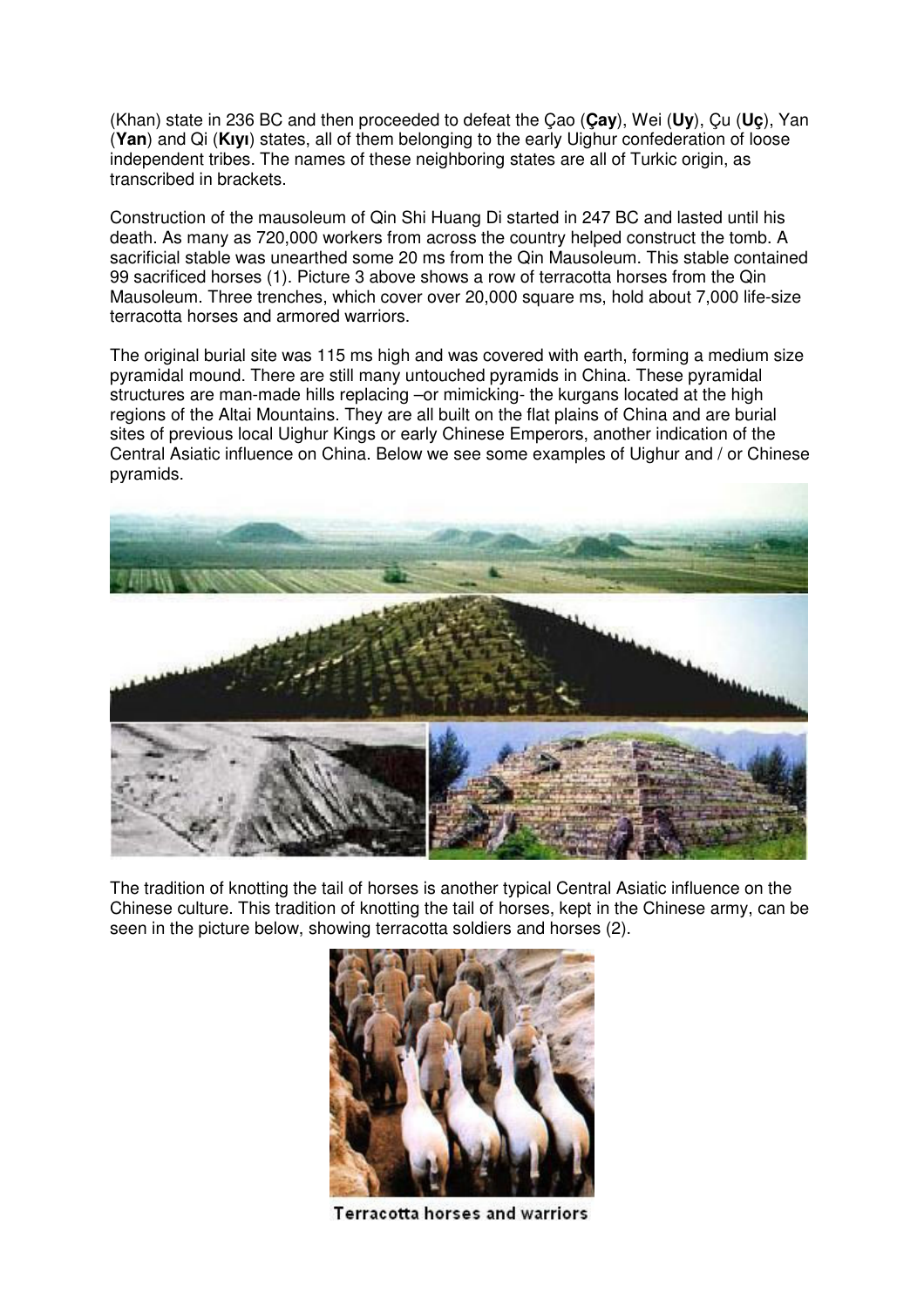(Khan) state in 236 BC and then proceeded to defeat the Çao (**Çay**), Wei (**Uy**), Çu (**Uç**), Yan (**Yan**) and Qi (**Kıyı**) states, all of them belonging to the early Uighur confederation of loose independent tribes. The names of these neighboring states are all of Turkic origin, as transcribed in brackets.

Construction of the mausoleum of Qin Shi Huang Di started in 247 BC and lasted until his death. As many as 720,000 workers from across the country helped construct the tomb. A sacrificial stable was unearthed some 20 ms from the Qin Mausoleum. This stable contained 99 sacrificed horses (1). Picture 3 above shows a row of terracotta horses from the Qin Mausoleum. Three trenches, which cover over 20,000 square ms, hold about 7,000 life-size terracotta horses and armored warriors.

The original burial site was 115 ms high and was covered with earth, forming a medium size pyramidal mound. There are still many untouched pyramids in China. These pyramidal structures are man-made hills replacing –or mimicking- the kurgans located at the high regions of the Altai Mountains. They are all built on the flat plains of China and are burial sites of previous local Uighur Kings or early Chinese Emperors, another indication of the Central Asiatic influence on China. Below we see some examples of Uighur and / or Chinese pyramids.

The tradition of knotting the tail of horses is another typical Central Asiatic influence on the Chinese culture. This tradition of knotting the tail of horses, kept in the Chinese army, can be seen in the picture below, showing terracotta soldiers and horses (2).

Terracotta horses and warriors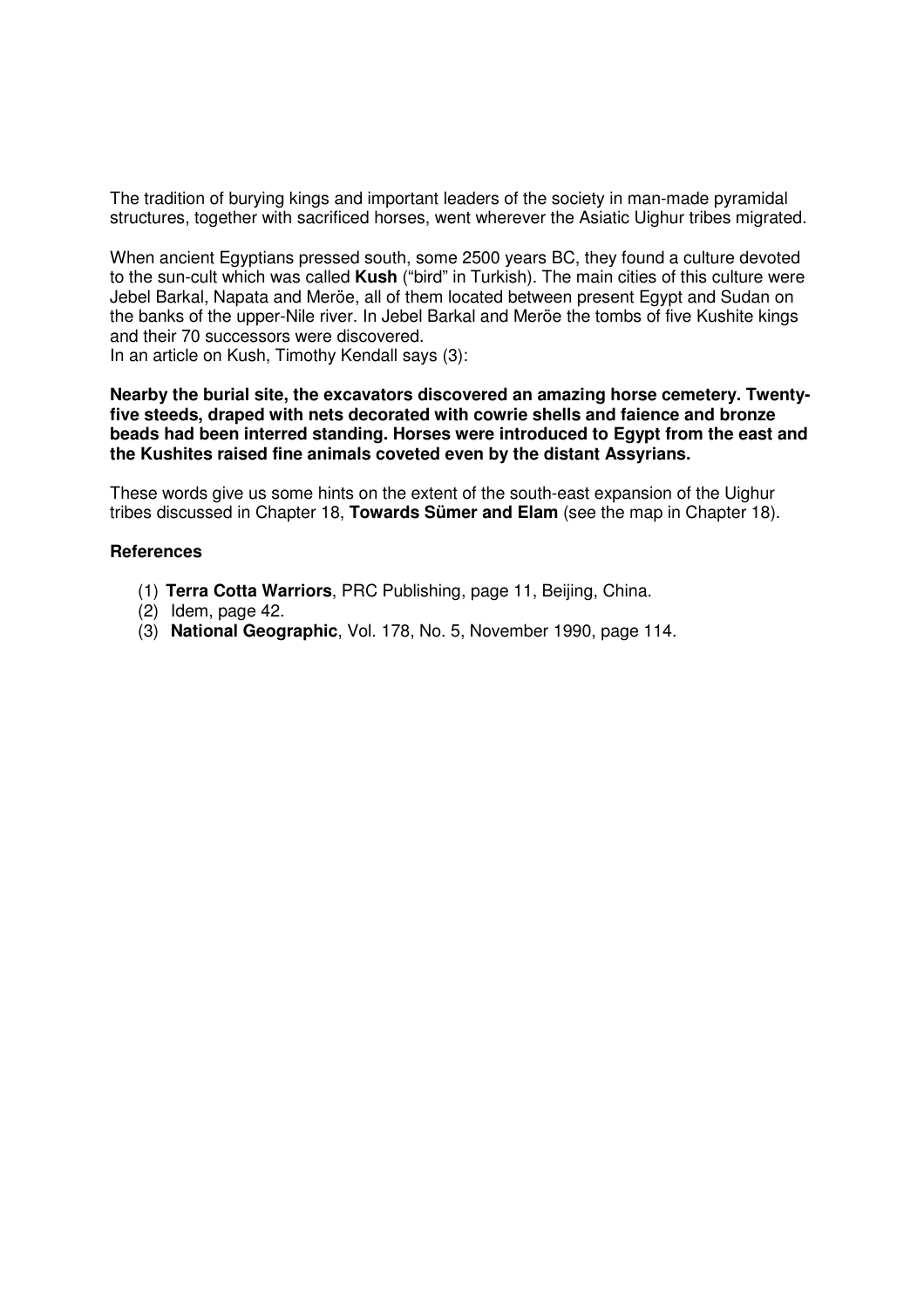The tradition of burying kings and important leaders of the society in man-made pyramidal structures, together with sacrificed horses, went wherever the Asiatic Uighur tribes migrated.

When ancient Egyptians pressed south, some 2500 years BC, they found a culture devoted to the sun-cult which was called **Kush** ("bird" in Turkish). The main cities of this culture were Jebel Barkal, Napata and Meröe, all of them located between present Egypt and Sudan on the banks of the upper-Nile river. In Jebel Barkal and Meröe the tombs of five Kushite kings and their 70 successors were discovered.
In an article on Kush, Timothy Kendall says (3):

**Nearby the burial site, the excavators discovered an amazing horse cemetery. Twenty-five steeds, draped with nets decorated with cowrie shells and faience and bronze beads had been interred standing. Horses were introduced to Egypt from the east and the Kushites raised fine animals coveted even by the distant Assyrians.**

These words give us some hints on the extent of the south-east expansion of the Uighur tribes discussed in Chapter 18, **Towards Sümer and Elam** (see the map in Chapter 18).

**References**

(1) **Terra Cotta Warriors**, PRC Publishing, page 11, Beijing, China.
(2) Idem, page 42.
(3) **National Geographic**, Vol. 178, No. 5, November 1990, page 114.